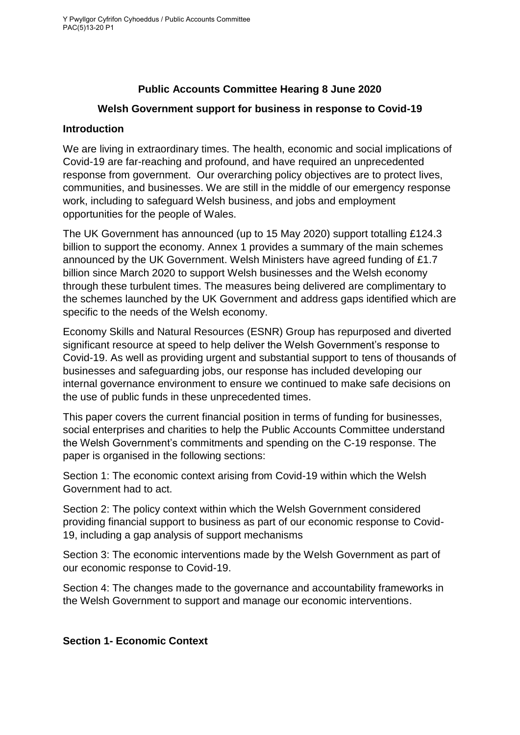Y Pwyllgor Cyfrifon Cyhoeddus / Public Accounts Committee
PAC(5)13-20 P1

# Public Accounts Committee Hearing 8 June 2020

## Welsh Government support for business in response to Covid-19

### Introduction

We are living in extraordinary times. The health, economic and social implications of Covid-19 are far-reaching and profound, and have required an unprecedented response from government. Our overarching policy objectives are to protect lives, communities, and businesses. We are still in the middle of our emergency response work, including to safeguard Welsh business, and jobs and employment opportunities for the people of Wales.

The UK Government has announced (up to 15 May 2020) support totalling £124.3 billion to support the economy. Annex 1 provides a summary of the main schemes announced by the UK Government. Welsh Ministers have agreed funding of £1.7 billion since March 2020 to support Welsh businesses and the Welsh economy through these turbulent times. The measures being delivered are complimentary to the schemes launched by the UK Government and address gaps identified which are specific to the needs of the Welsh economy.

Economy Skills and Natural Resources (ESNR) Group has repurposed and diverted significant resource at speed to help deliver the Welsh Government's response to Covid-19. As well as providing urgent and substantial support to tens of thousands of businesses and safeguarding jobs, our response has included developing our internal governance environment to ensure we continued to make safe decisions on the use of public funds in these unprecedented times.

This paper covers the current financial position in terms of funding for businesses, social enterprises and charities to help the Public Accounts Committee understand the Welsh Government's commitments and spending on the C-19 response. The paper is organised in the following sections:

Section 1: The economic context arising from Covid-19 within which the Welsh Government had to act.

Section 2: The policy context within which the Welsh Government considered providing financial support to business as part of our economic response to Covid-19, including a gap analysis of support mechanisms

Section 3: The economic interventions made by the Welsh Government as part of our economic response to Covid-19.

Section 4: The changes made to the governance and accountability frameworks in the Welsh Government to support and manage our economic interventions.

### Section 1- Economic Context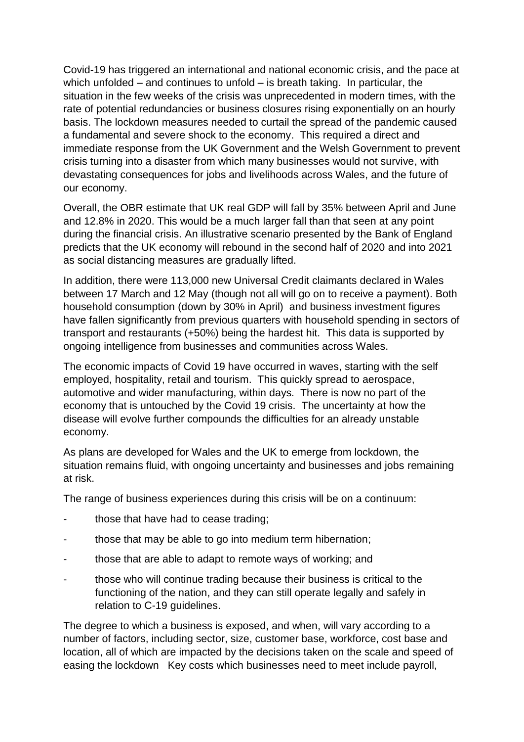Covid-19 has triggered an international and national economic crisis, and the pace at which unfolded – and continues to unfold – is breath taking. In particular, the situation in the few weeks of the crisis was unprecedented in modern times, with the rate of potential redundancies or business closures rising exponentially on an hourly basis. The lockdown measures needed to curtail the spread of the pandemic caused a fundamental and severe shock to the economy. This required a direct and immediate response from the UK Government and the Welsh Government to prevent crisis turning into a disaster from which many businesses would not survive, with devastating consequences for jobs and livelihoods across Wales, and the future of our economy.

Overall, the OBR estimate that UK real GDP will fall by 35% between April and June and 12.8% in 2020. This would be a much larger fall than that seen at any point during the financial crisis. An illustrative scenario presented by the Bank of England predicts that the UK economy will rebound in the second half of 2020 and into 2021 as social distancing measures are gradually lifted.

In addition, there were 113,000 new Universal Credit claimants declared in Wales between 17 March and 12 May (though not all will go on to receive a payment). Both household consumption (down by 30% in April) and business investment figures have fallen significantly from previous quarters with household spending in sectors of transport and restaurants (+50%) being the hardest hit. This data is supported by ongoing intelligence from businesses and communities across Wales.

The economic impacts of Covid 19 have occurred in waves, starting with the self employed, hospitality, retail and tourism. This quickly spread to aerospace, automotive and wider manufacturing, within days. There is now no part of the economy that is untouched by the Covid 19 crisis. The uncertainty at how the disease will evolve further compounds the difficulties for an already unstable economy.

As plans are developed for Wales and the UK to emerge from lockdown, the situation remains fluid, with ongoing uncertainty and businesses and jobs remaining at risk.

The range of business experiences during this crisis will be on a continuum:

- those that have had to cease trading;
- those that may be able to go into medium term hibernation;
- those that are able to adapt to remote ways of working; and
- those who will continue trading because their business is critical to the functioning of the nation, and they can still operate legally and safely in relation to C-19 guidelines.

The degree to which a business is exposed, and when, will vary according to a number of factors, including sector, size, customer base, workforce, cost base and location, all of which are impacted by the decisions taken on the scale and speed of easing the lockdown Key costs which businesses need to meet include payroll,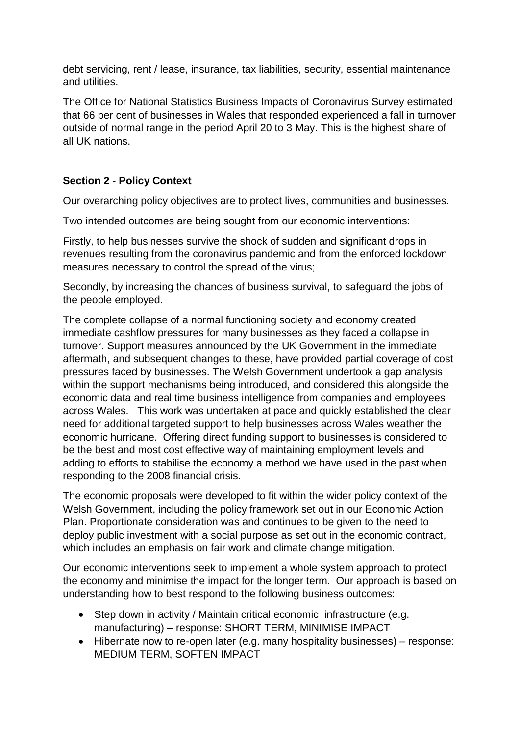debt servicing, rent / lease, insurance, tax liabilities, security, essential maintenance and utilities.

The Office for National Statistics Business Impacts of Coronavirus Survey estimated that 66 per cent of businesses in Wales that responded experienced a fall in turnover outside of normal range in the period April 20 to 3 May. This is the highest share of all UK nations.

**Section 2 - Policy Context**

Our overarching policy objectives are to protect lives, communities and businesses.

Two intended outcomes are being sought from our economic interventions:

Firstly, to help businesses survive the shock of sudden and significant drops in revenues resulting from the coronavirus pandemic and from the enforced lockdown measures necessary to control the spread of the virus;

Secondly, by increasing the chances of business survival, to safeguard the jobs of the people employed.

The complete collapse of a normal functioning society and economy created immediate cashflow pressures for many businesses as they faced a collapse in turnover. Support measures announced by the UK Government in the immediate aftermath, and subsequent changes to these, have provided partial coverage of cost pressures faced by businesses. The Welsh Government undertook a gap analysis within the support mechanisms being introduced, and considered this alongside the economic data and real time business intelligence from companies and employees across Wales. This work was undertaken at pace and quickly established the clear need for additional targeted support to help businesses across Wales weather the economic hurricane. Offering direct funding support to businesses is considered to be the best and most cost effective way of maintaining employment levels and adding to efforts to stabilise the economy a method we have used in the past when responding to the 2008 financial crisis.

The economic proposals were developed to fit within the wider policy context of the Welsh Government, including the policy framework set out in our Economic Action Plan. Proportionate consideration was and continues to be given to the need to deploy public investment with a social purpose as set out in the economic contract, which includes an emphasis on fair work and climate change mitigation.

Our economic interventions seek to implement a whole system approach to protect the economy and minimise the impact for the longer term. Our approach is based on understanding how to best respond to the following business outcomes:

- Step down in activity / Maintain critical economic infrastructure (e.g. manufacturing) – response: SHORT TERM, MINIMISE IMPACT
- Hibernate now to re-open later (e.g. many hospitality businesses) – response: MEDIUM TERM, SOFTEN IMPACT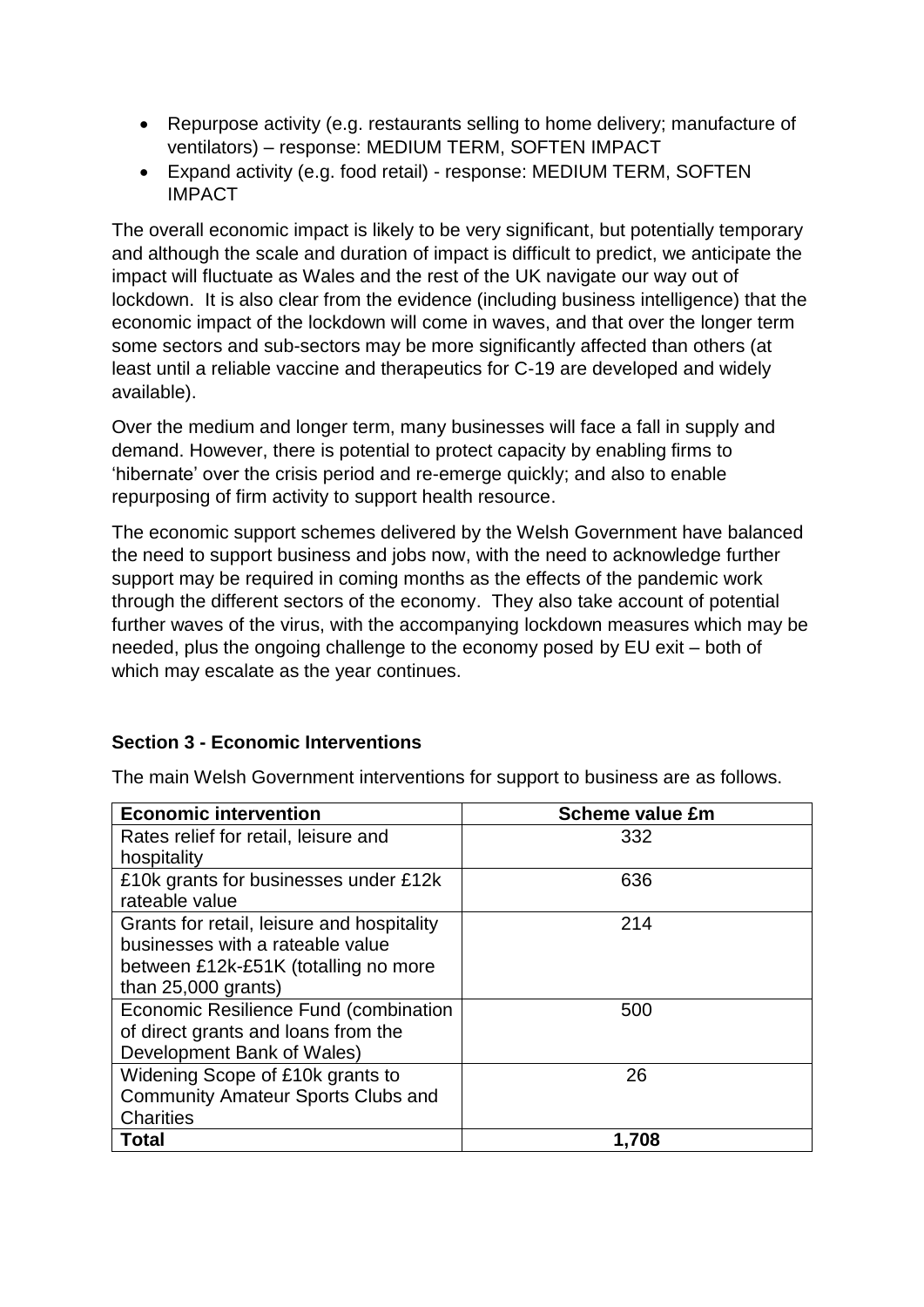- Repurpose activity (e.g. restaurants selling to home delivery; manufacture of ventilators) – response: MEDIUM TERM, SOFTEN IMPACT
- Expand activity (e.g. food retail) - response: MEDIUM TERM, SOFTEN IMPACT

The overall economic impact is likely to be very significant, but potentially temporary and although the scale and duration of impact is difficult to predict, we anticipate the impact will fluctuate as Wales and the rest of the UK navigate our way out of lockdown. It is also clear from the evidence (including business intelligence) that the economic impact of the lockdown will come in waves, and that over the longer term some sectors and sub-sectors may be more significantly affected than others (at least until a reliable vaccine and therapeutics for C-19 are developed and widely available).

Over the medium and longer term, many businesses will face a fall in supply and demand. However, there is potential to protect capacity by enabling firms to 'hibernate' over the crisis period and re-emerge quickly; and also to enable repurposing of firm activity to support health resource.

The economic support schemes delivered by the Welsh Government have balanced the need to support business and jobs now, with the need to acknowledge further support may be required in coming months as the effects of the pandemic work through the different sectors of the economy. They also take account of potential further waves of the virus, with the accompanying lockdown measures which may be needed, plus the ongoing challenge to the economy posed by EU exit – both of which may escalate as the year continues.

**Section 3 - Economic Interventions**

The main Welsh Government interventions for support to business are as follows.

| Economic intervention | Scheme value £m |
|---|---|
| Rates relief for retail, leisure and hospitality | 332 |
| £10k grants for businesses under £12k rateable value | 636 |
| Grants for retail, leisure and hospitality businesses with a rateable value between £12k-£51K (totalling no more than 25,000 grants) | 214 |
| Economic Resilience Fund (combination of direct grants and loans from the Development Bank of Wales) | 500 |
| Widening Scope of £10k grants to Community Amateur Sports Clubs and Charities | 26 |
| **Total** | **1,708** |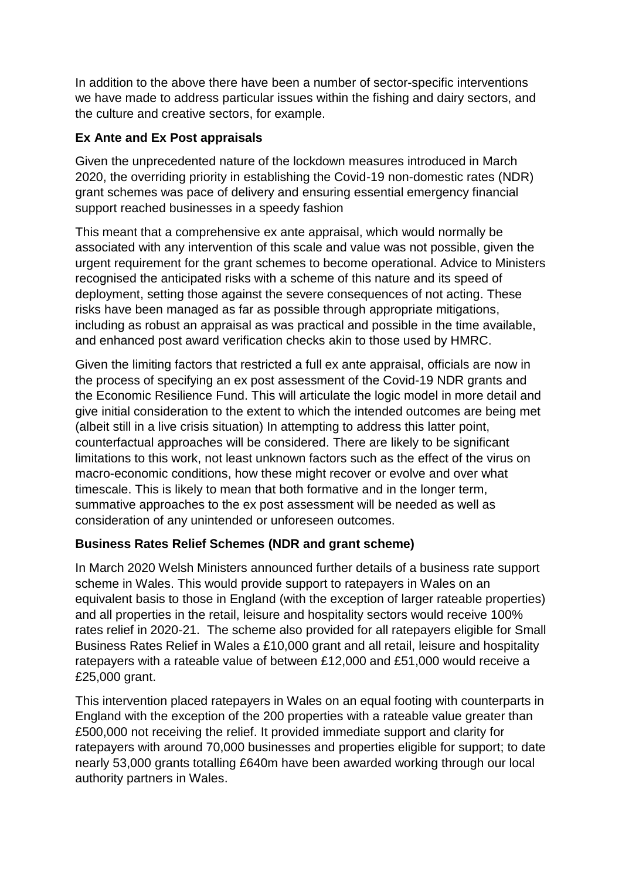In addition to the above there have been a number of sector-specific interventions we have made to address particular issues within the fishing and dairy sectors, and the culture and creative sectors, for example.

**Ex Ante and Ex Post appraisals**

Given the unprecedented nature of the lockdown measures introduced in March 2020, the overriding priority in establishing the Covid-19 non-domestic rates (NDR) grant schemes was pace of delivery and ensuring essential emergency financial support reached businesses in a speedy fashion

This meant that a comprehensive ex ante appraisal, which would normally be associated with any intervention of this scale and value was not possible, given the urgent requirement for the grant schemes to become operational. Advice to Ministers recognised the anticipated risks with a scheme of this nature and its speed of deployment, setting those against the severe consequences of not acting. These risks have been managed as far as possible through appropriate mitigations, including as robust an appraisal as was practical and possible in the time available, and enhanced post award verification checks akin to those used by HMRC.

Given the limiting factors that restricted a full ex ante appraisal, officials are now in the process of specifying an ex post assessment of the Covid-19 NDR grants and the Economic Resilience Fund. This will articulate the logic model in more detail and give initial consideration to the extent to which the intended outcomes are being met (albeit still in a live crisis situation) In attempting to address this latter point, counterfactual approaches will be considered. There are likely to be significant limitations to this work, not least unknown factors such as the effect of the virus on macro-economic conditions, how these might recover or evolve and over what timescale. This is likely to mean that both formative and in the longer term, summative approaches to the ex post assessment will be needed as well as consideration of any unintended or unforeseen outcomes.

**Business Rates Relief Schemes (NDR and grant scheme)**

In March 2020 Welsh Ministers announced further details of a business rate support scheme in Wales. This would provide support to ratepayers in Wales on an equivalent basis to those in England (with the exception of larger rateable properties) and all properties in the retail, leisure and hospitality sectors would receive 100% rates relief in 2020-21. The scheme also provided for all ratepayers eligible for Small Business Rates Relief in Wales a £10,000 grant and all retail, leisure and hospitality ratepayers with a rateable value of between £12,000 and £51,000 would receive a £25,000 grant.

This intervention placed ratepayers in Wales on an equal footing with counterparts in England with the exception of the 200 properties with a rateable value greater than £500,000 not receiving the relief. It provided immediate support and clarity for ratepayers with around 70,000 businesses and properties eligible for support; to date nearly 53,000 grants totalling £640m have been awarded working through our local authority partners in Wales.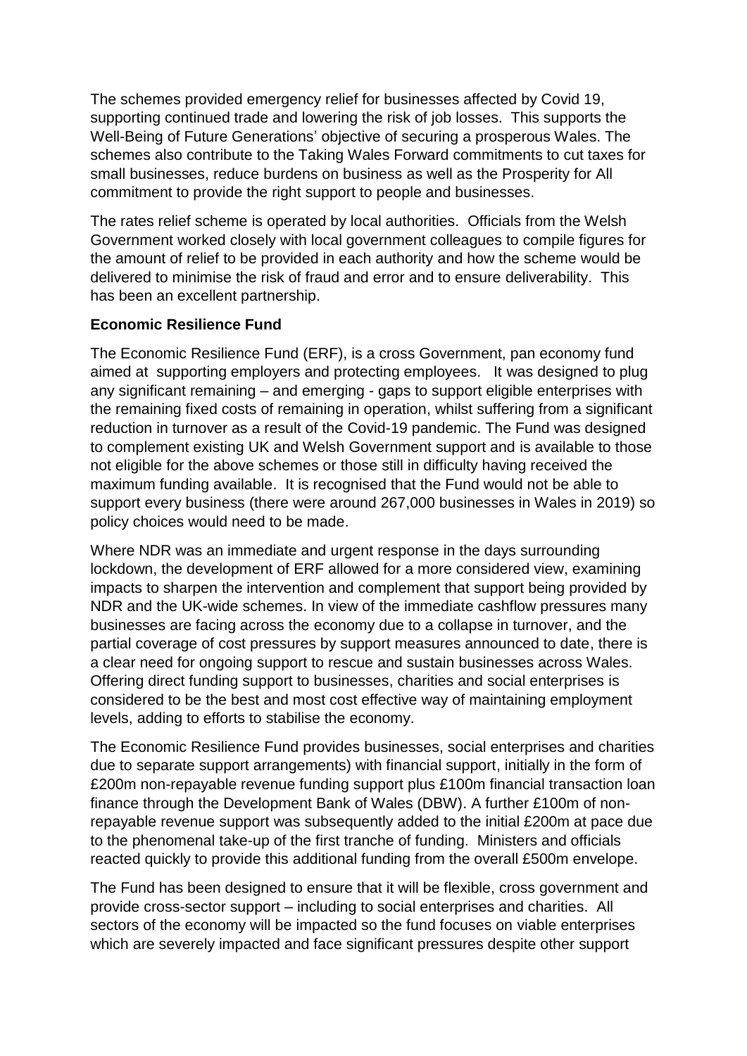The schemes provided emergency relief for businesses affected by Covid 19, supporting continued trade and lowering the risk of job losses. This supports the Well-Being of Future Generations' objective of securing a prosperous Wales. The schemes also contribute to the Taking Wales Forward commitments to cut taxes for small businesses, reduce burdens on business as well as the Prosperity for All commitment to provide the right support to people and businesses.

The rates relief scheme is operated by local authorities. Officials from the Welsh Government worked closely with local government colleagues to compile figures for the amount of relief to be provided in each authority and how the scheme would be delivered to minimise the risk of fraud and error and to ensure deliverability. This has been an excellent partnership.

**Economic Resilience Fund**

The Economic Resilience Fund (ERF), is a cross Government, pan economy fund aimed at supporting employers and protecting employees. It was designed to plug any significant remaining – and emerging - gaps to support eligible enterprises with the remaining fixed costs of remaining in operation, whilst suffering from a significant reduction in turnover as a result of the Covid-19 pandemic. The Fund was designed to complement existing UK and Welsh Government support and is available to those not eligible for the above schemes or those still in difficulty having received the maximum funding available. It is recognised that the Fund would not be able to support every business (there were around 267,000 businesses in Wales in 2019) so policy choices would need to be made.

Where NDR was an immediate and urgent response in the days surrounding lockdown, the development of ERF allowed for a more considered view, examining impacts to sharpen the intervention and complement that support being provided by NDR and the UK-wide schemes. In view of the immediate cashflow pressures many businesses are facing across the economy due to a collapse in turnover, and the partial coverage of cost pressures by support measures announced to date, there is a clear need for ongoing support to rescue and sustain businesses across Wales. Offering direct funding support to businesses, charities and social enterprises is considered to be the best and most cost effective way of maintaining employment levels, adding to efforts to stabilise the economy.

The Economic Resilience Fund provides businesses, social enterprises and charities due to separate support arrangements) with financial support, initially in the form of £200m non-repayable revenue funding support plus £100m financial transaction loan finance through the Development Bank of Wales (DBW). A further £100m of non-repayable revenue support was subsequently added to the initial £200m at pace due to the phenomenal take-up of the first tranche of funding. Ministers and officials reacted quickly to provide this additional funding from the overall £500m envelope.

The Fund has been designed to ensure that it will be flexible, cross government and provide cross-sector support – including to social enterprises and charities. All sectors of the economy will be impacted so the fund focuses on viable enterprises which are severely impacted and face significant pressures despite other support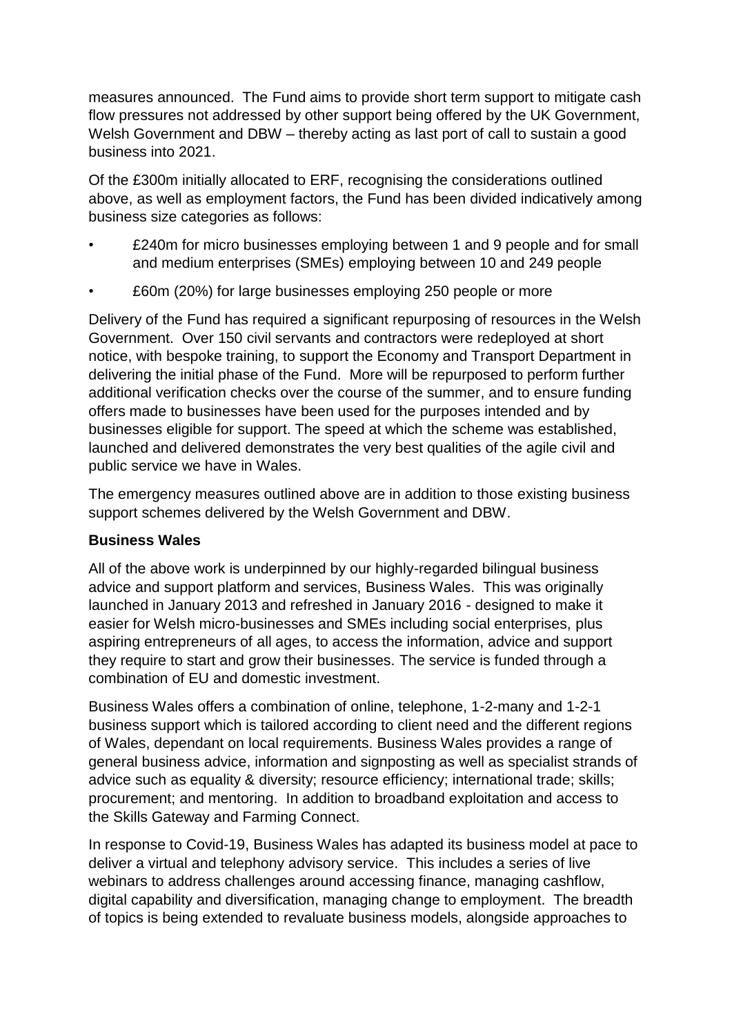measures announced. The Fund aims to provide short term support to mitigate cash flow pressures not addressed by other support being offered by the UK Government, Welsh Government and DBW – thereby acting as last port of call to sustain a good business into 2021.

Of the £300m initially allocated to ERF, recognising the considerations outlined above, as well as employment factors, the Fund has been divided indicatively among business size categories as follows:

- £240m for micro businesses employing between 1 and 9 people and for small and medium enterprises (SMEs) employing between 10 and 249 people
- £60m (20%) for large businesses employing 250 people or more

Delivery of the Fund has required a significant repurposing of resources in the Welsh Government. Over 150 civil servants and contractors were redeployed at short notice, with bespoke training, to support the Economy and Transport Department in delivering the initial phase of the Fund. More will be repurposed to perform further additional verification checks over the course of the summer, and to ensure funding offers made to businesses have been used for the purposes intended and by businesses eligible for support. The speed at which the scheme was established, launched and delivered demonstrates the very best qualities of the agile civil and public service we have in Wales.

The emergency measures outlined above are in addition to those existing business support schemes delivered by the Welsh Government and DBW.

**Business Wales**

All of the above work is underpinned by our highly-regarded bilingual business advice and support platform and services, Business Wales. This was originally launched in January 2013 and refreshed in January 2016 - designed to make it easier for Welsh micro-businesses and SMEs including social enterprises, plus aspiring entrepreneurs of all ages, to access the information, advice and support they require to start and grow their businesses. The service is funded through a combination of EU and domestic investment.

Business Wales offers a combination of online, telephone, 1-2-many and 1-2-1 business support which is tailored according to client need and the different regions of Wales, dependant on local requirements. Business Wales provides a range of general business advice, information and signposting as well as specialist strands of advice such as equality & diversity; resource efficiency; international trade; skills; procurement; and mentoring. In addition to broadband exploitation and access to the Skills Gateway and Farming Connect.

In response to Covid-19, Business Wales has adapted its business model at pace to deliver a virtual and telephony advisory service. This includes a series of live webinars to address challenges around accessing finance, managing cashflow, digital capability and diversification, managing change to employment. The breadth of topics is being extended to revaluate business models, alongside approaches to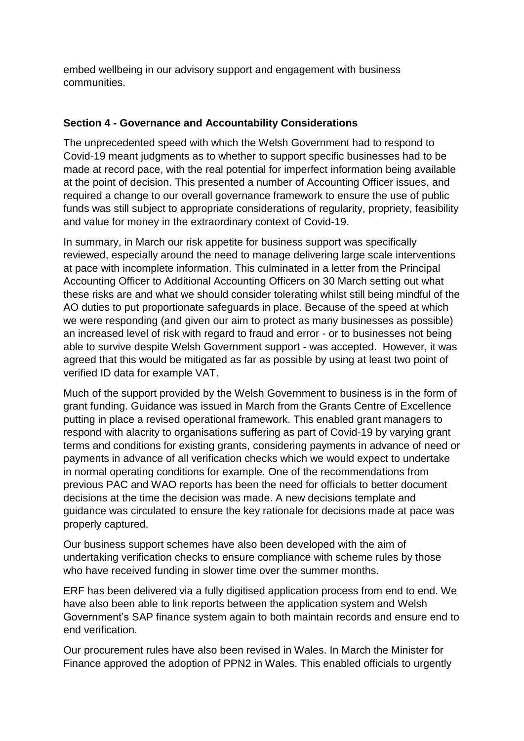embed wellbeing in our advisory support and engagement with business communities.

## Section 4 - Governance and Accountability Considerations

The unprecedented speed with which the Welsh Government had to respond to Covid-19 meant judgments as to whether to support specific businesses had to be made at record pace, with the real potential for imperfect information being available at the point of decision. This presented a number of Accounting Officer issues, and required a change to our overall governance framework to ensure the use of public funds was still subject to appropriate considerations of regularity, propriety, feasibility and value for money in the extraordinary context of Covid-19.

In summary, in March our risk appetite for business support was specifically reviewed, especially around the need to manage delivering large scale interventions at pace with incomplete information. This culminated in a letter from the Principal Accounting Officer to Additional Accounting Officers on 30 March setting out what these risks are and what we should consider tolerating whilst still being mindful of the AO duties to put proportionate safeguards in place. Because of the speed at which we were responding (and given our aim to protect as many businesses as possible) an increased level of risk with regard to fraud and error - or to businesses not being able to survive despite Welsh Government support - was accepted. However, it was agreed that this would be mitigated as far as possible by using at least two point of verified ID data for example VAT.

Much of the support provided by the Welsh Government to business is in the form of grant funding. Guidance was issued in March from the Grants Centre of Excellence putting in place a revised operational framework. This enabled grant managers to respond with alacrity to organisations suffering as part of Covid-19 by varying grant terms and conditions for existing grants, considering payments in advance of need or payments in advance of all verification checks which we would expect to undertake in normal operating conditions for example. One of the recommendations from previous PAC and WAO reports has been the need for officials to better document decisions at the time the decision was made. A new decisions template and guidance was circulated to ensure the key rationale for decisions made at pace was properly captured.

Our business support schemes have also been developed with the aim of undertaking verification checks to ensure compliance with scheme rules by those who have received funding in slower time over the summer months.

ERF has been delivered via a fully digitised application process from end to end. We have also been able to link reports between the application system and Welsh Government's SAP finance system again to both maintain records and ensure end to end verification.

Our procurement rules have also been revised in Wales. In March the Minister for Finance approved the adoption of PPN2 in Wales. This enabled officials to urgently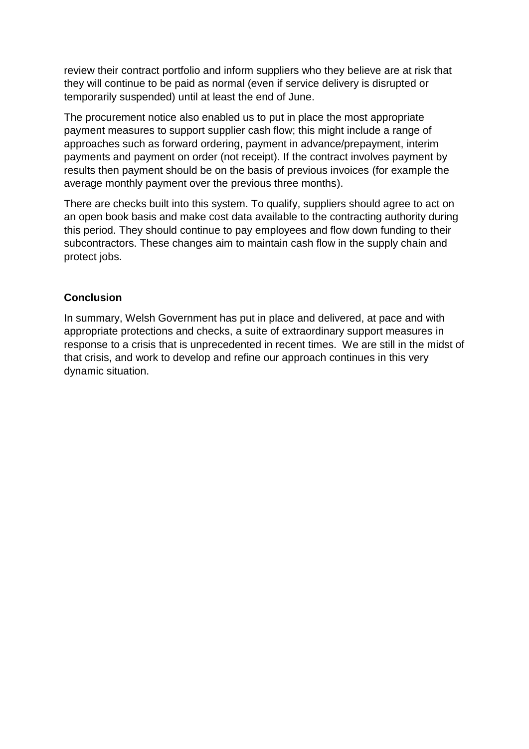review their contract portfolio and inform suppliers who they believe are at risk that they will continue to be paid as normal (even if service delivery is disrupted or temporarily suspended) until at least the end of June.

The procurement notice also enabled us to put in place the most appropriate payment measures to support supplier cash flow; this might include a range of approaches such as forward ordering, payment in advance/prepayment, interim payments and payment on order (not receipt). If the contract involves payment by results then payment should be on the basis of previous invoices (for example the average monthly payment over the previous three months).

There are checks built into this system. To qualify, suppliers should agree to act on an open book basis and make cost data available to the contracting authority during this period. They should continue to pay employees and flow down funding to their subcontractors. These changes aim to maintain cash flow in the supply chain and protect jobs.

**Conclusion**

In summary, Welsh Government has put in place and delivered, at pace and with appropriate protections and checks, a suite of extraordinary support measures in response to a crisis that is unprecedented in recent times. We are still in the midst of that crisis, and work to develop and refine our approach continues in this very dynamic situation.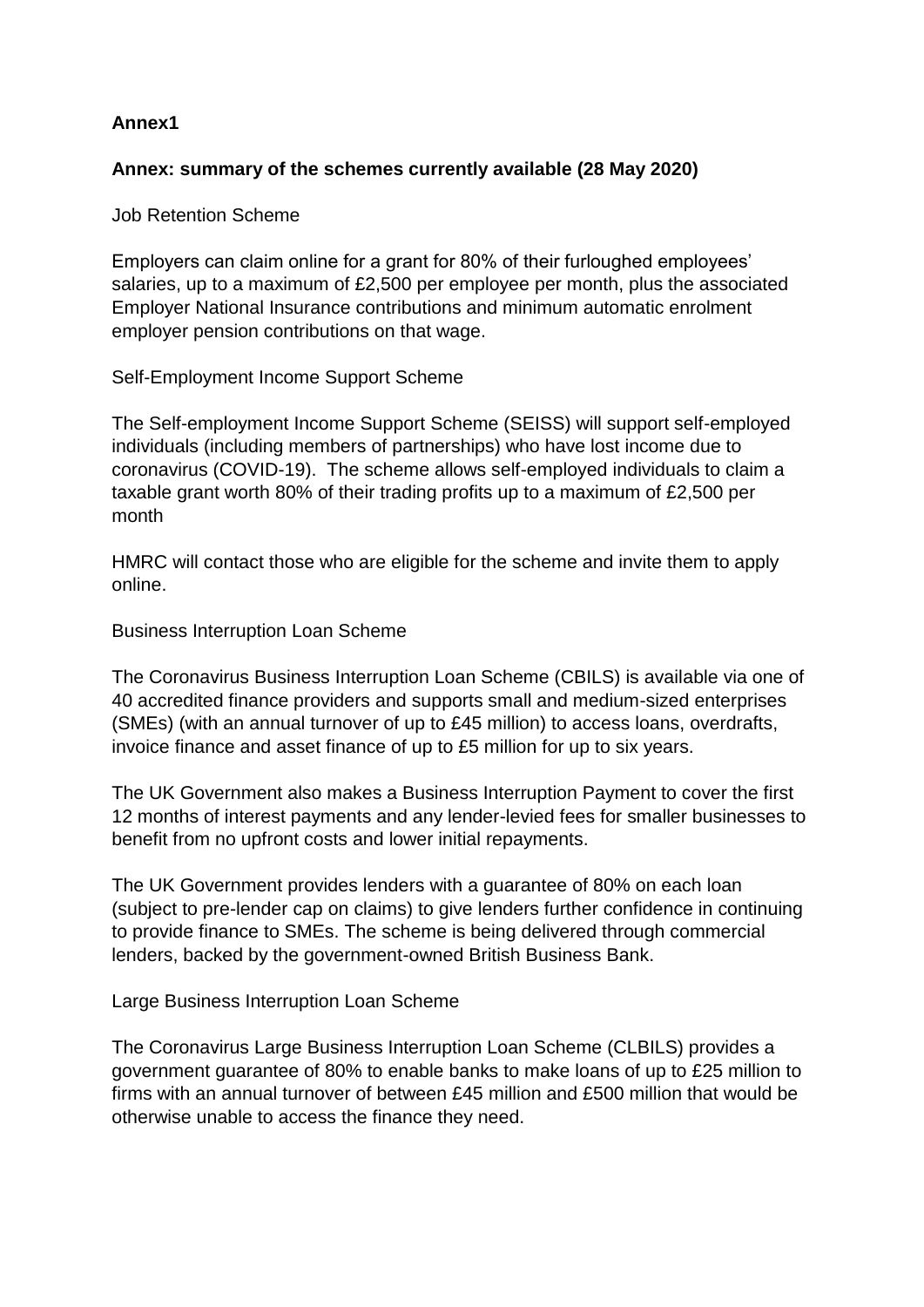**Annex1**

**Annex: summary of the schemes currently available (28 May 2020)**

Job Retention Scheme

Employers can claim online for a grant for 80% of their furloughed employees' salaries, up to a maximum of £2,500 per employee per month, plus the associated Employer National Insurance contributions and minimum automatic enrolment employer pension contributions on that wage.

Self-Employment Income Support Scheme

The Self-employment Income Support Scheme (SEISS) will support self-employed individuals (including members of partnerships) who have lost income due to coronavirus (COVID-19). The scheme allows self-employed individuals to claim a taxable grant worth 80% of their trading profits up to a maximum of £2,500 per month

HMRC will contact those who are eligible for the scheme and invite them to apply online.

Business Interruption Loan Scheme

The Coronavirus Business Interruption Loan Scheme (CBILS) is available via one of 40 accredited finance providers and supports small and medium-sized enterprises (SMEs) (with an annual turnover of up to £45 million) to access loans, overdrafts, invoice finance and asset finance of up to £5 million for up to six years.

The UK Government also makes a Business Interruption Payment to cover the first 12 months of interest payments and any lender-levied fees for smaller businesses to benefit from no upfront costs and lower initial repayments.

The UK Government provides lenders with a guarantee of 80% on each loan (subject to pre-lender cap on claims) to give lenders further confidence in continuing to provide finance to SMEs. The scheme is being delivered through commercial lenders, backed by the government-owned British Business Bank.

Large Business Interruption Loan Scheme

The Coronavirus Large Business Interruption Loan Scheme (CLBILS) provides a government guarantee of 80% to enable banks to make loans of up to £25 million to firms with an annual turnover of between £45 million and £500 million that would be otherwise unable to access the finance they need.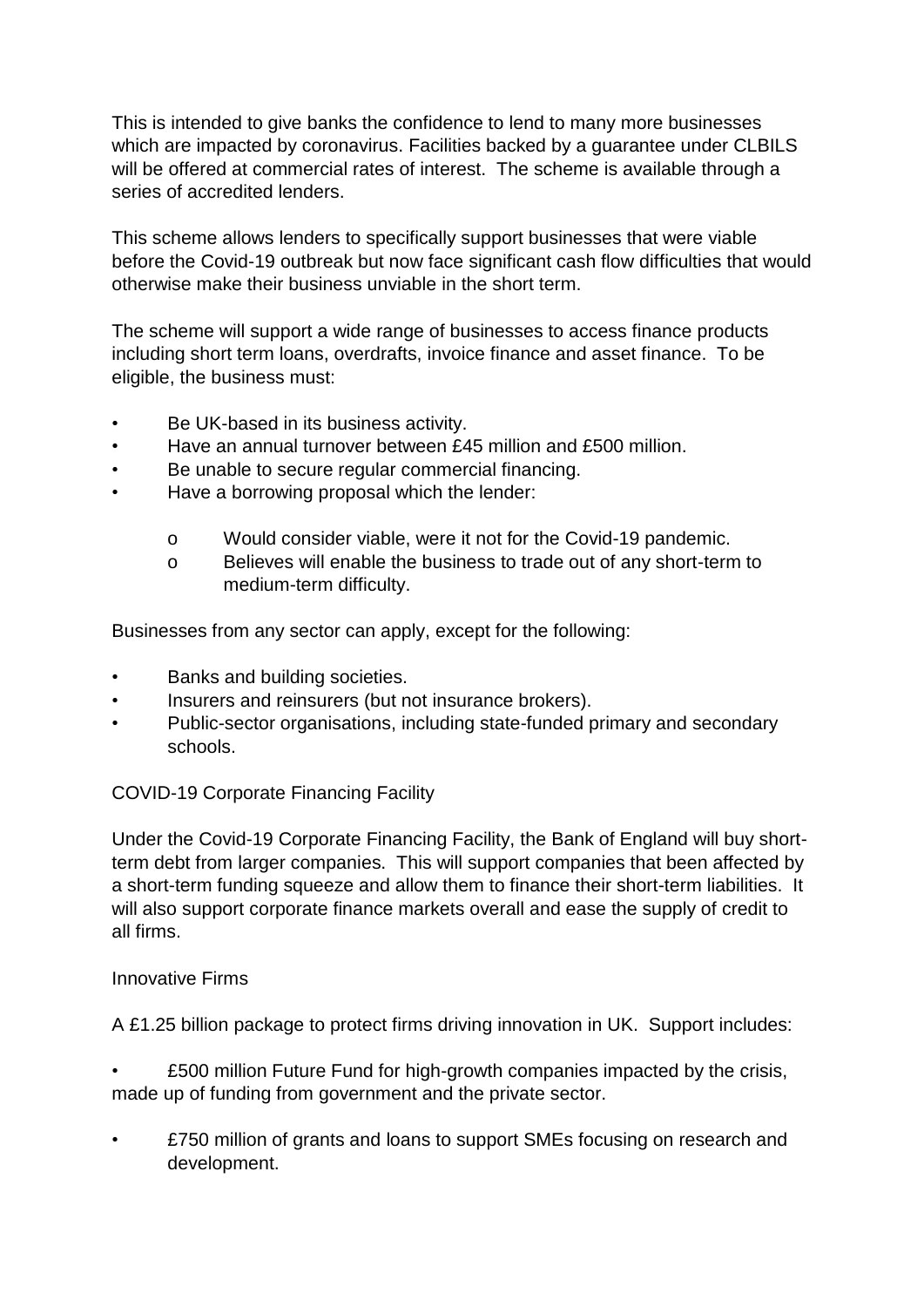This is intended to give banks the confidence to lend to many more businesses which are impacted by coronavirus. Facilities backed by a guarantee under CLBILS will be offered at commercial rates of interest. The scheme is available through a series of accredited lenders.

This scheme allows lenders to specifically support businesses that were viable before the Covid-19 outbreak but now face significant cash flow difficulties that would otherwise make their business unviable in the short term.

The scheme will support a wide range of businesses to access finance products including short term loans, overdrafts, invoice finance and asset finance. To be eligible, the business must:

- Be UK-based in its business activity.
- Have an annual turnover between £45 million and £500 million.
- Be unable to secure regular commercial financing.
- Have a borrowing proposal which the lender:
  - Would consider viable, were it not for the Covid-19 pandemic.
  - Believes will enable the business to trade out of any short-term to medium-term difficulty.

Businesses from any sector can apply, except for the following:

- Banks and building societies.
- Insurers and reinsurers (but not insurance brokers).
- Public-sector organisations, including state-funded primary and secondary schools.

COVID-19 Corporate Financing Facility

Under the Covid-19 Corporate Financing Facility, the Bank of England will buy short-term debt from larger companies. This will support companies that been affected by a short-term funding squeeze and allow them to finance their short-term liabilities. It will also support corporate finance markets overall and ease the supply of credit to all firms.

Innovative Firms

A £1.25 billion package to protect firms driving innovation in UK. Support includes:

- £500 million Future Fund for high-growth companies impacted by the crisis, made up of funding from government and the private sector.
- £750 million of grants and loans to support SMEs focusing on research and development.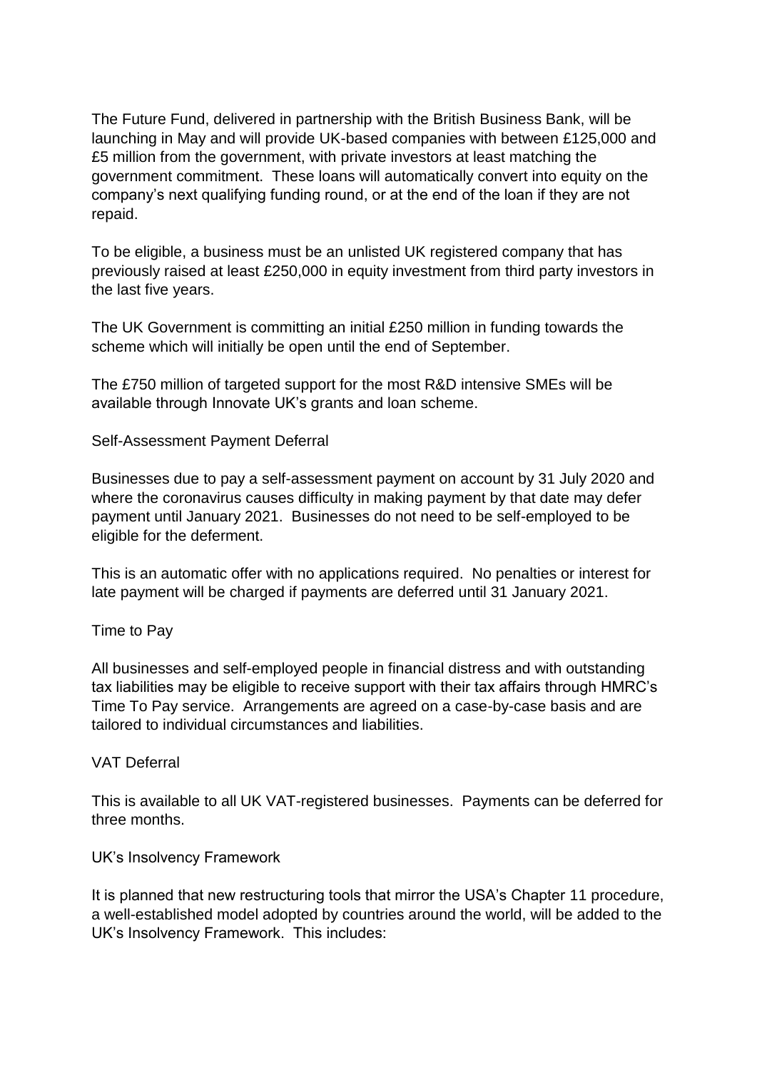The Future Fund, delivered in partnership with the British Business Bank, will be launching in May and will provide UK-based companies with between £125,000 and £5 million from the government, with private investors at least matching the government commitment. These loans will automatically convert into equity on the company's next qualifying funding round, or at the end of the loan if they are not repaid.

To be eligible, a business must be an unlisted UK registered company that has previously raised at least £250,000 in equity investment from third party investors in the last five years.

The UK Government is committing an initial £250 million in funding towards the scheme which will initially be open until the end of September.

The £750 million of targeted support for the most R&D intensive SMEs will be available through Innovate UK's grants and loan scheme.

### Self-Assessment Payment Deferral

Businesses due to pay a self-assessment payment on account by 31 July 2020 and where the coronavirus causes difficulty in making payment by that date may defer payment until January 2021. Businesses do not need to be self-employed to be eligible for the deferment.

This is an automatic offer with no applications required. No penalties or interest for late payment will be charged if payments are deferred until 31 January 2021.

### Time to Pay

All businesses and self-employed people in financial distress and with outstanding tax liabilities may be eligible to receive support with their tax affairs through HMRC's Time To Pay service. Arrangements are agreed on a case-by-case basis and are tailored to individual circumstances and liabilities.

### VAT Deferral

This is available to all UK VAT-registered businesses. Payments can be deferred for three months.

### UK's Insolvency Framework

It is planned that new restructuring tools that mirror the USA's Chapter 11 procedure, a well-established model adopted by countries around the world, will be added to the UK's Insolvency Framework. This includes: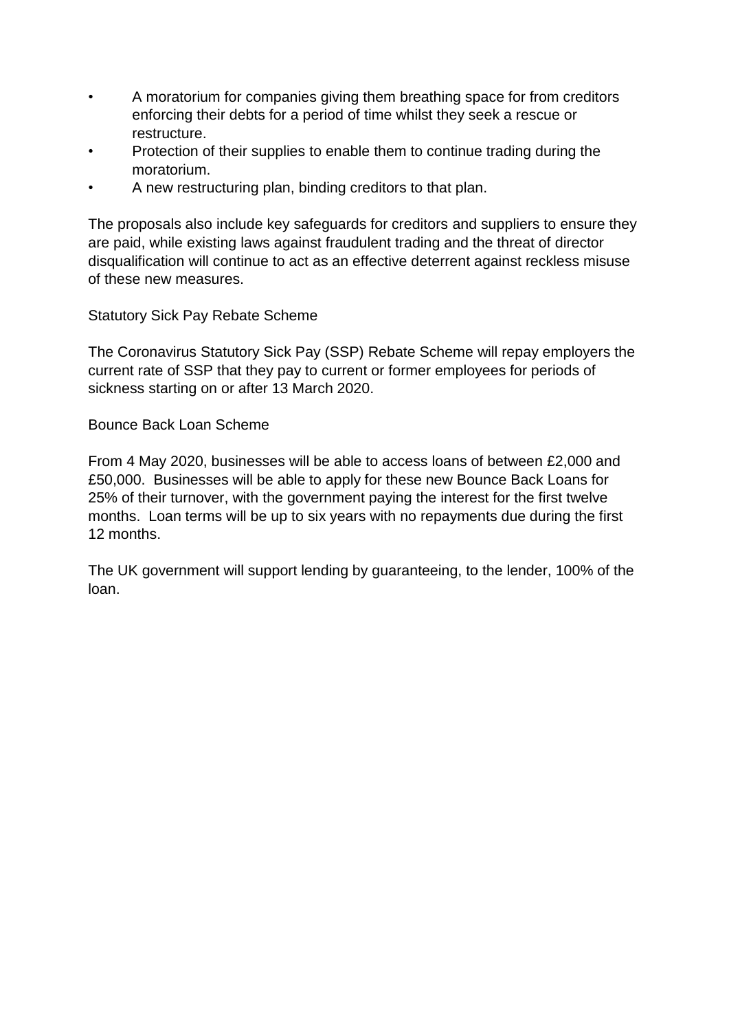- A moratorium for companies giving them breathing space for from creditors enforcing their debts for a period of time whilst they seek a rescue or restructure.
- Protection of their supplies to enable them to continue trading during the moratorium.
- A new restructuring plan, binding creditors to that plan.

The proposals also include key safeguards for creditors and suppliers to ensure they are paid, while existing laws against fraudulent trading and the threat of director disqualification will continue to act as an effective deterrent against reckless misuse of these new measures.

Statutory Sick Pay Rebate Scheme

The Coronavirus Statutory Sick Pay (SSP) Rebate Scheme will repay employers the current rate of SSP that they pay to current or former employees for periods of sickness starting on or after 13 March 2020.

Bounce Back Loan Scheme

From 4 May 2020, businesses will be able to access loans of between £2,000 and £50,000. Businesses will be able to apply for these new Bounce Back Loans for 25% of their turnover, with the government paying the interest for the first twelve months. Loan terms will be up to six years with no repayments due during the first 12 months.

The UK government will support lending by guaranteeing, to the lender, 100% of the loan.